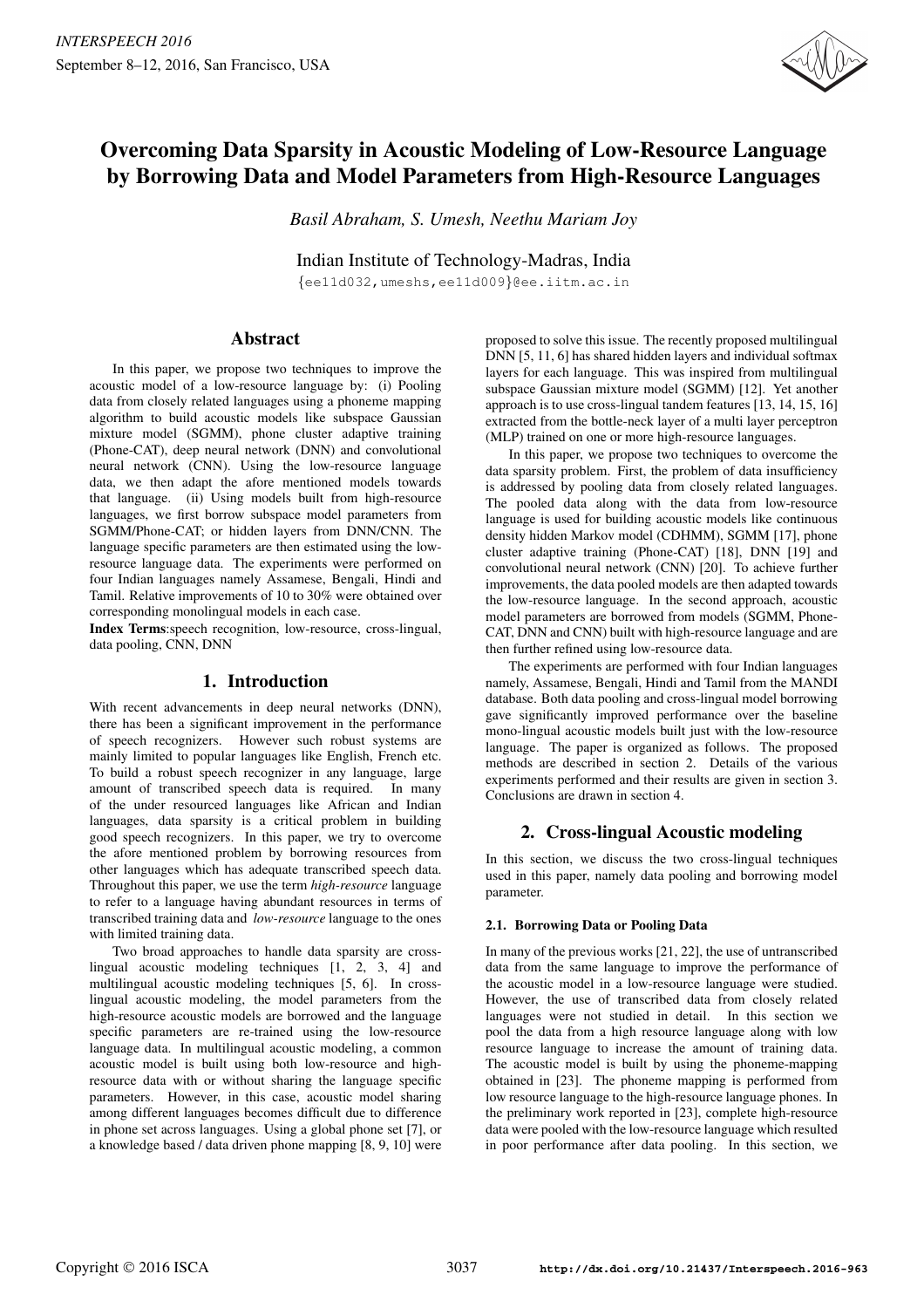# Overcoming Data Sparsity in Acoustic Modeling of Low-Resource Language by Borrowing Data and Model Parameters from High-Resource Languages

*Basil Abraham, S. Umesh, Neethu Mariam Joy*

Indian Institute of Technology-Madras, India

{ee11d032,umeshs,ee11d009}@ee.iitm.ac.in

## Abstract

In this paper, we propose two techniques to improve the acoustic model of a low-resource language by: (i) Pooling data from closely related languages using a phoneme mapping algorithm to build acoustic models like subspace Gaussian mixture model (SGMM), phone cluster adaptive training (Phone-CAT), deep neural network (DNN) and convolutional neural network (CNN). Using the low-resource language data, we then adapt the afore mentioned models towards that language. (ii) Using models built from high-resource languages, we first borrow subspace model parameters from SGMM/Phone-CAT; or hidden layers from DNN/CNN. The language specific parameters are then estimated using the low-resource language data. The experiments were performed on four Indian languages namely Assamese, Bengali, Hindi and Tamil. Relative improvements of 10 to 30% were obtained over corresponding monolingual models in each case.

**Index Terms**:speech recognition, low-resource, cross-lingual, data pooling, CNN, DNN

## 1. Introduction

With recent advancements in deep neural networks (DNN), there has been a significant improvement in the performance of speech recognizers. However such robust systems are mainly limited to popular languages like English, French etc. To build a robust speech recognizer in any language, large amount of transcribed speech data is required. In many of the under resourced languages like African and Indian languages, data sparsity is a critical problem in building good speech recognizers. In this paper, we try to overcome the afore mentioned problem by borrowing resources from other languages which has adequate transcribed speech data. Throughout this paper, we use the term *high-resource* language to refer to a language having abundant resources in terms of transcribed training data and *low-resource* language to the ones with limited training data.

Two broad approaches to handle data sparsity are cross-lingual acoustic modeling techniques [1, 2, 3, 4] and multilingual acoustic modeling techniques [5, 6]. In cross-lingual acoustic modeling, the model parameters from the high-resource acoustic models are borrowed and the language specific parameters are re-trained using the low-resource language data. In multilingual acoustic modeling, a common acoustic model is built using both low-resource and high-resource data with or without sharing the language specific parameters. However, in this case, acoustic model sharing among different languages becomes difficult due to difference in phone set across languages. Using a global phone set [7], or a knowledge based / data driven phone mapping [8, 9, 10] were proposed to solve this issue. The recently proposed multilingual DNN [5, 11, 6] has shared hidden layers and individual softmax layers for each language. This was inspired from multilingual subspace Gaussian mixture model (SGMM) [12]. Yet another approach is to use cross-lingual tandem features [13, 14, 15, 16] extracted from the bottle-neck layer of a multi layer perceptron (MLP) trained on one or more high-resource languages.

In this paper, we propose two techniques to overcome the data sparsity problem. First, the problem of data insufficiency is addressed by pooling data from closely related languages. The pooled data along with the data from low-resource language is used for building acoustic models like continuous density hidden Markov model (CDHMM), SGMM [17], phone cluster adaptive training (Phone-CAT) [18], DNN [19] and convolutional neural network (CNN) [20]. To achieve further improvements, the data pooled models are then adapted towards the low-resource language. In the second approach, acoustic model parameters are borrowed from models (SGMM, Phone-CAT, DNN and CNN) built with high-resource language and are then further refined using low-resource data.

The experiments are performed with four Indian languages namely, Assamese, Bengali, Hindi and Tamil from the MANDI database. Both data pooling and cross-lingual model borrowing gave significantly improved performance over the baseline mono-lingual acoustic models built just with the low-resource language. The paper is organized as follows. The proposed methods are described in section 2. Details of the various experiments performed and their results are given in section 3. Conclusions are drawn in section 4.

## 2. Cross-lingual Acoustic modeling

In this section, we discuss the two cross-lingual techniques used in this paper, namely data pooling and borrowing model parameter.

### 2.1. Borrowing Data or Pooling Data

In many of the previous works [21, 22], the use of untranscribed data from the same language to improve the performance of the acoustic model in a low-resource language were studied. However, the use of transcribed data from closely related languages were not studied in detail. In this section we pool the data from a high resource language along with low resource language to increase the amount of training data. The acoustic model is built by using the phoneme-mapping obtained in [23]. The phoneme mapping is performed from low resource language to the high-resource language phones. In the preliminary work reported in [23], complete high-resource data were pooled with the low-resource language which resulted in poor performance after data pooling. In this section, we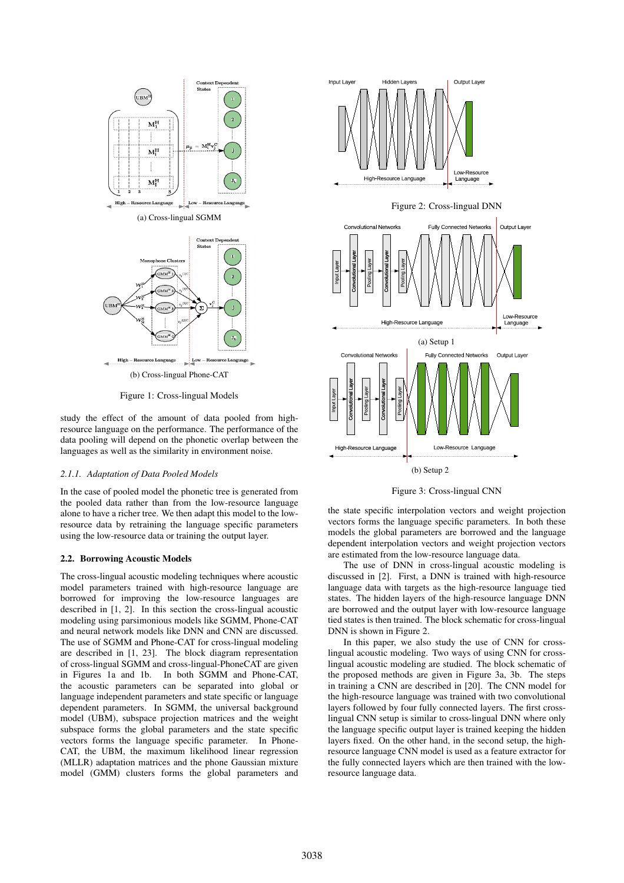(a) Cross-lingual SGMM

(b) Cross-lingual Phone-CAT

Figure 1: Cross-lingual Models

study the effect of the amount of data pooled from high-resource language on the performance. The performance of the data pooling will depend on the phonetic overlap between the languages as well as the similarity in environment noise.

#### 2.1.1. Adaptation of Data Pooled Models

In the case of pooled model the phonetic tree is generated from the pooled data rather than from the low-resource language alone to have a richer tree. We then adapt this model to the low-resource data by retraining the language specific parameters using the low-resource data or training the output layer.

### 2.2. Borrowing Acoustic Models

The cross-lingual acoustic modeling techniques where acoustic model parameters trained with high-resource language are borrowed for improving the low-resource languages are described in [1, 2]. In this section the cross-lingual acoustic modeling using parsimonious models like SGMM, Phone-CAT and neural network models like DNN and CNN are discussed. The use of SGMM and Phone-CAT for cross-lingual modeling are described in [1, 23]. The block diagram representation of cross-lingual SGMM and cross-lingual-PhoneCAT are given in Figures 1a and 1b. In both SGMM and Phone-CAT, the acoustic parameters can be separated into global or language independent parameters and state specific or language dependent parameters. In SGMM, the universal background model (UBM), subspace projection matrices and the weight subspace forms the global parameters and the state specific vectors forms the language specific parameter. In Phone-CAT, the UBM, the maximum likelihood linear regression (MLLR) adaptation matrices and the phone Gaussian mixture model (GMM) clusters forms the global parameters and the state specific interpolation vectors and weight projection vectors forms the language specific parameters. In both these models the global parameters are borrowed and the language dependent interpolation vectors and weight projection vectors are estimated from the low-resource language data.

The use of DNN in cross-lingual acoustic modeling is discussed in [2]. First, a DNN is trained with high-resource language data with targets as the high-resource language tied states. The hidden layers of the high-resource language DNN are borrowed and the output layer with low-resource language tied states is then trained. The block schematic for cross-lingual DNN is shown in Figure 2.

Figure 2: Cross-lingual DNN

(a) Setup 1

(b) Setup 2

Figure 3: Cross-lingual CNN

In this paper, we also study the use of CNN for cross-lingual acoustic modeling. Two ways of using CNN for cross-lingual acoustic modeling are studied. The block schematic of the proposed methods are given in Figure 3a, 3b. The steps in training a CNN are described in [20]. The CNN model for the high-resource language was trained with two convolutional layers followed by four fully connected layers. The first cross-lingual CNN setup is similar to cross-lingual DNN where only the language specific output layer is trained keeping the hidden layers fixed. On the other hand, in the second setup, the high-resource language CNN model is used as a feature extractor for the fully connected layers which are then trained with the low-resource language data.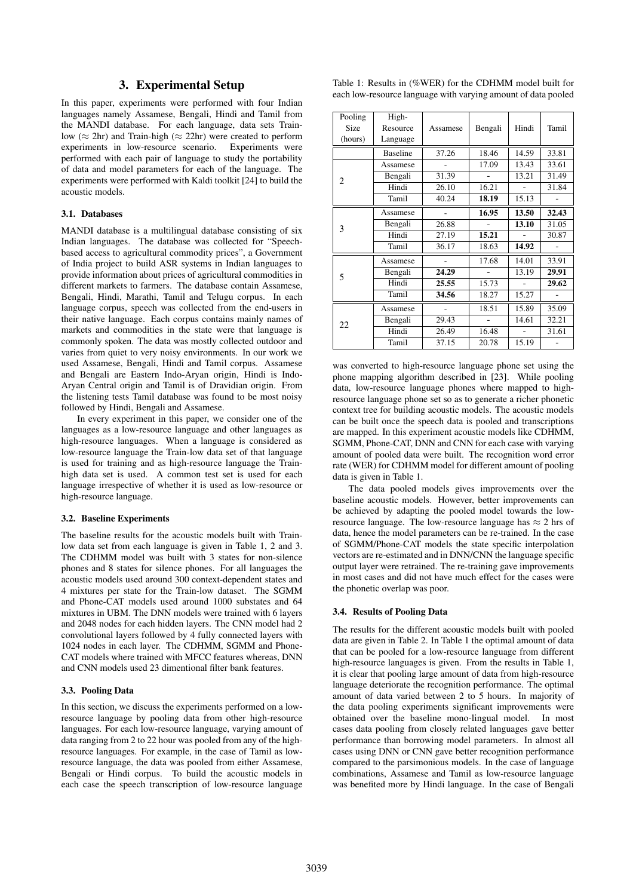## 3. Experimental Setup

In this paper, experiments were performed with four Indian languages namely Assamese, Bengali, Hindi and Tamil from the MANDI database. For each language, data sets Train-low (≈ 2hr) and Train-high (≈ 22hr) were created to perform experiments in low-resource scenario. Experiments were performed with each pair of language to study the portability of data and model parameters for each of the language. The experiments were performed with Kaldi toolkit [24] to build the acoustic models.

### 3.1. Databases

MANDI database is a multilingual database consisting of six Indian languages. The database was collected for "Speech-based access to agricultural commodity prices", a Government of India project to build ASR systems in Indian languages to provide information about prices of agricultural commodities in different markets to farmers. The database contain Assamese, Bengali, Hindi, Marathi, Tamil and Telugu corpus. In each language corpus, speech was collected from the end-users in their native language. Each corpus contains mainly names of markets and commodities in the state were that language is commonly spoken. The data was mostly collected outdoor and varies from quiet to very noisy environments. In our work we used Assamese, Bengali, Hindi and Tamil corpus. Assamese and Bengali are Eastern Indo-Aryan origin, Hindi is Indo-Aryan Central origin and Tamil is of Dravidian origin. From the listening tests Tamil database was found to be most noisy followed by Hindi, Bengali and Assamese.

In every experiment in this paper, we consider one of the languages as a low-resource language and other languages as high-resource languages. When a language is considered as low-resource language the Train-low data set of that language is used for training and as high-resource language the Train-high data set is used. A common test set is used for each language irrespective of whether it is used as low-resource or high-resource language.

### 3.2. Baseline Experiments

The baseline results for the acoustic models built with Train-low data set from each language is given in Table 1, 2 and 3. The CDHMM model was built with 3 states for non-silence phones and 8 states for silence phones. For all languages the acoustic models used around 300 context-dependent states and 4 mixtures per state for the Train-low dataset. The SGMM and Phone-CAT models used around 1000 substates and 64 mixtures in UBM. The DNN models were trained with 6 layers and 2048 nodes for each hidden layers. The CNN model had 2 convolutional layers followed by 4 fully connected layers with 1024 nodes in each layer. The CDHMM, SGMM and Phone-CAT models where trained with MFCC features whereas, DNN and CNN models used 23 dimentional filter bank features.

### 3.3. Pooling Data

In this section, we discuss the experiments performed on a low-resource language by pooling data from other high-resource languages. For each low-resource language, varying amount of data ranging from 2 to 22 hour was pooled from any of the high-resource languages. For example, in the case of Tamil as low-resource language, the data was pooled from either Assamese, Bengali or Hindi corpus. To build the acoustic models in each case the speech transcription of low-resource language

Table 1: Results in (%WER) for the CDHMM model built for each low-resource language with varying amount of data pooled

| Pooling Size (hours) | High-Resource Language | Assamese | Bengali | Hindi | Tamil |
|---|---|---|---|---|---|
| | Baseline | 37.26 | 18.46 | 14.59 | 33.81 |
| 2 | Assamese | - | 17.09 | 13.43 | 33.61 |
| | Bengali | 31.39 | - | 13.21 | 31.49 |
| | Hindi | 26.10 | 16.21 | - | 31.84 |
| | Tamil | 40.24 | **18.19** | 15.13 | - |
| 3 | Assamese | - | **16.95** | **13.50** | **32.43** |
| | Bengali | 26.88 | - | **13.10** | 31.05 |
| | Hindi | 27.19 | **15.21** | - | 30.87 |
| | Tamil | 36.17 | 18.63 | **14.92** | - |
| 5 | Assamese | - | 17.68 | 14.01 | 33.91 |
| | Bengali | **24.29** | - | 13.19 | **29.91** |
| | Hindi | **25.55** | 15.73 | - | **29.62** |
| | Tamil | **34.56** | 18.27 | 15.27 | - |
| 22 | Assamese | - | 18.51 | 15.89 | 35.09 |
| | Bengali | 29.43 | - | 14.61 | 32.21 |
| | Hindi | 26.49 | 16.48 | - | 31.61 |
| | Tamil | 37.15 | 20.78 | 15.19 | - |

was converted to high-resource language phone set using the phone mapping algorithm described in [23]. While pooling data, low-resource language phones where mapped to high-resource language phone set so as to generate a richer phonetic context tree for building acoustic models. The acoustic models can be built once the speech data is pooled and transcriptions are mapped. In this experiment acoustic models like CDHMM, SGMM, Phone-CAT, DNN and CNN for each case with varying amount of pooled data were built. The recognition word error rate (WER) for CDHMM model for different amount of pooling data is given in Table 1.

The data pooled models gives improvements over the baseline acoustic models. However, better improvements can be achieved by adapting the pooled model towards the low-resource language. The low-resource language has ≈ 2 hrs of data, hence the model parameters can be re-trained. In the case of SGMM/Phone-CAT models the state specific interpolation vectors are re-estimated and in DNN/CNN the language specific output layer were retrained. The re-training gave improvements in most cases and did not have much effect for the cases were the phonetic overlap was poor.

### 3.4. Results of Pooling Data

The results for the different acoustic models built with pooled data are given in Table 2. In Table 1 the optimal amount of data that can be pooled for a low-resource language from different high-resource languages is given. From the results in Table 1, it is clear that pooling large amount of data from high-resource language deteriorate the recognition performance. The optimal amount of data varied between 2 to 5 hours. In majority of the data pooling experiments significant improvements were obtained over the baseline mono-lingual model. In most cases data pooling from closely related languages gave better performance than borrowing model parameters. In almost all cases using DNN or CNN gave better recognition performance compared to the parsimonious models. In the case of language combinations, Assamese and Tamil as low-resource language was benefited more by Hindi language. In the case of Bengali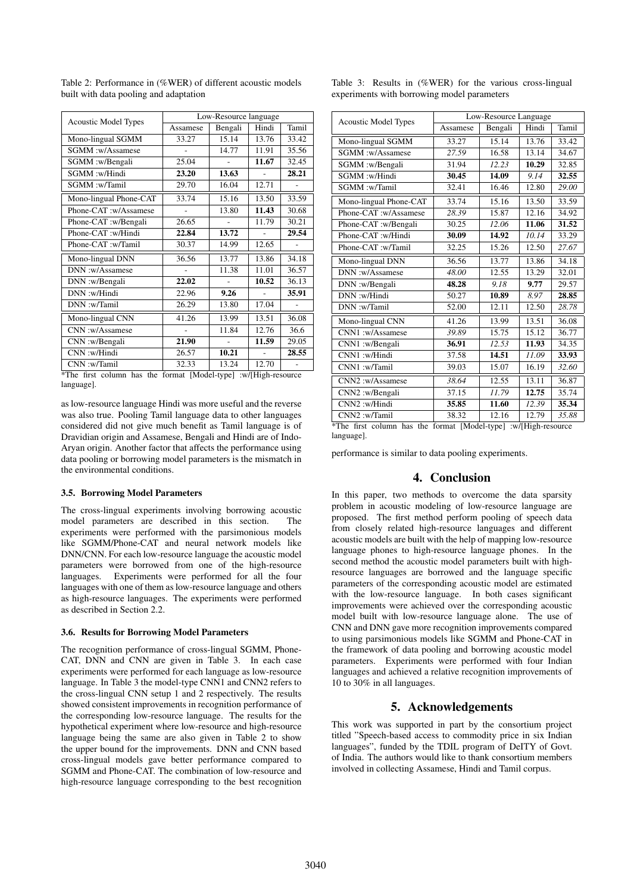Table 2: Performance in (%WER) of different acoustic models built with data pooling and adaptation

| Acoustic Model Types | Low-Resource language | | | |
|---|---|---|---|---|
| | Assamese | Bengali | Hindi | Tamil |
| Mono-lingual SGMM | 33.27 | 15.14 | 13.76 | 33.42 |
| SGMM :w/Assamese | - | 14.77 | 11.91 | 35.56 |
| SGMM :w/Bengali | 25.04 | - | **11.67** | 32.45 |
| SGMM :w/Hindi | **23.20** | **13.63** | - | **28.21** |
| SGMM :w/Tamil | 29.70 | 16.04 | 12.71 | - |
| Mono-lingual Phone-CAT | 33.74 | 15.16 | 13.50 | 33.59 |
| Phone-CAT :w/Assamese | - | 13.80 | **11.43** | 30.68 |
| Phone-CAT :w/Bengali | 26.65 | - | 11.79 | 30.21 |
| Phone-CAT :w/Hindi | **22.84** | **13.72** | - | **29.54** |
| Phone-CAT :w/Tamil | 30.37 | 14.99 | 12.65 | - |
| Mono-lingual DNN | 36.56 | 13.77 | 13.86 | 34.18 |
| DNN :w/Assamese | - | 11.38 | 11.01 | 36.57 |
| DNN :w/Bengali | **22.02** | - | **10.52** | 36.13 |
| DNN :w/Hindi | 22.96 | **9.26** | - | **35.91** |
| DNN :w/Tamil | 26.29 | 13.80 | 17.04 | - |
| Mono-lingual CNN | 41.26 | 13.99 | 13.51 | 36.08 |
| CNN :w/Assamese | - | 11.84 | 12.76 | 36.6 |
| CNN :w/Bengali | **21.90** | - | **11.59** | 29.05 |
| CNN :w/Hindi | 26.57 | **10.21** | - | **28.55** |
| CNN :w/Tamil | 32.33 | 13.24 | 12.70 | - |

*The first column has the format [Model-type] :w/[High-resource language].

as low-resource language Hindi was more useful and the reverse was also true. Pooling Tamil language data to other languages considered did not give much benefit as Tamil language is of Dravidian origin and Assamese, Bengali and Hindi are of Indo-Aryan origin. Another factor that affects the performance using data pooling or borrowing model parameters is the mismatch in the environmental conditions.

### 3.5. Borrowing Model Parameters

The cross-lingual experiments involving borrowing acoustic model parameters are described in this section. The experiments were performed with the parsimonious models like SGMM/Phone-CAT and neural network models like DNN/CNN. For each low-resource language the acoustic model parameters were borrowed from one of the high-resource languages. Experiments were performed for all the four languages with one of them as low-resource language and others as high-resource languages. The experiments were performed as described in Section 2.2.

### 3.6. Results for Borrowing Model Parameters

The recognition performance of cross-lingual SGMM, Phone-CAT, DNN and CNN are given in Table 3. In each case experiments were performed for each language as low-resource language. In Table 3 the model-type CNN1 and CNN2 refers to the cross-lingual CNN setup 1 and 2 respectively. The results showed consistent improvements in recognition performance of the corresponding low-resource language. The results for the hypothetical experiment where low-resource and high-resource language being the same are also given in Table 2 to show the upper bound for the improvements. DNN and CNN based cross-lingual models gave better performance compared to SGMM and Phone-CAT. The combination of low-resource and high-resource language corresponding to the best recognition performance is similar to data pooling experiments.

Table 3: Results in (%WER) for the various cross-lingual experiments with borrowing model parameters

| Acoustic Model Types | Low-Resource Language | | | |
|---|---|---|---|---|
| | Assamese | Bengali | Hindi | Tamil |
| Mono-lingual SGMM | 33.27 | 15.14 | 13.76 | 33.42 |
| SGMM :w/Assamese | *27.59* | 16.58 | 13.14 | 34.67 |
| SGMM :w/Bengali | 31.94 | *12.23* | **10.29** | 32.85 |
| SGMM :w/Hindi | **30.45** | **14.09** | *9.14* | **32.55** |
| SGMM :w/Tamil | 32.41 | 16.46 | 12.80 | *29.00* |
| Mono-lingual Phone-CAT | 33.74 | 15.16 | 13.50 | 33.59 |
| Phone-CAT :w/Assamese | *28.39* | 15.87 | 12.16 | 34.92 |
| Phone-CAT :w/Bengali | 30.25 | *12.06* | **11.06** | **31.52** |
| Phone-CAT :w/Hindi | **30.09** | **14.92** | *10.14* | 33.29 |
| Phone-CAT :w/Tamil | 32.25 | 15.26 | 12.50 | *27.67* |
| Mono-lingual DNN | 36.56 | 13.77 | 13.86 | 34.18 |
| DNN :w/Assamese | *48.00* | 12.55 | 13.29 | 32.01 |
| DNN :w/Bengali | **48.28** | *9.18* | **9.77** | 29.57 |
| DNN :w/Hindi | 50.27 | **10.89** | *8.97* | **28.85** |
| DNN :w/Tamil | 52.00 | 12.11 | 12.50 | *28.78* |
| Mono-lingual CNN | 41.26 | 13.99 | 13.51 | 36.08 |
| CNN1 :w/Assamese | *39.89* | 15.75 | 15.12 | 36.77 |
| CNN1 :w/Bengali | **36.91** | *12.53* | **11.93** | 34.35 |
| CNN1 :w/Hindi | 37.58 | **14.51** | *11.09* | **33.93** |
| CNN1 :w/Tamil | 39.03 | 15.07 | 16.19 | *32.60* |
| CNN2 :w/Assamese | *38.64* | 12.55 | 13.11 | 36.87 |
| CNN2 :w/Bengali | 37.15 | *11.79* | **12.75** | 35.74 |
| CNN2 :w/Hindi | **35.85** | **11.60** | *12.39* | **35.34** |
| CNN2 :w/Tamil | 38.32 | 12.16 | 12.79 | *35.88* |

*The first column has the format [Model-type] :w/[High-resource language].

## 4. Conclusion

In this paper, two methods to overcome the data sparsity problem in acoustic modeling of low-resource language are proposed. The first method perform pooling of speech data from closely related high-resource languages and different acoustic models are built with the help of mapping low-resource language phones to high-resource language phones. In the second method the acoustic model parameters built with high-resource languages are borrowed and the language specific parameters of the corresponding acoustic model are estimated with the low-resource language. In both cases significant improvements were achieved over the corresponding acoustic model built with low-resource language alone. The use of CNN and DNN gave more recognition improvements compared to using parsimonious models like SGMM and Phone-CAT in the framework of data pooling and borrowing acoustic model parameters. Experiments were performed with four Indian languages and achieved a relative recognition improvements of 10 to 30% in all languages.

## 5. Acknowledgements

This work was supported in part by the consortium project titled "Speech-based access to commodity price in six Indian languages", funded by the TDIL program of DeITY of Govt. of India. The authors would like to thank consortium members involved in collecting Assamese, Hindi and Tamil corpus.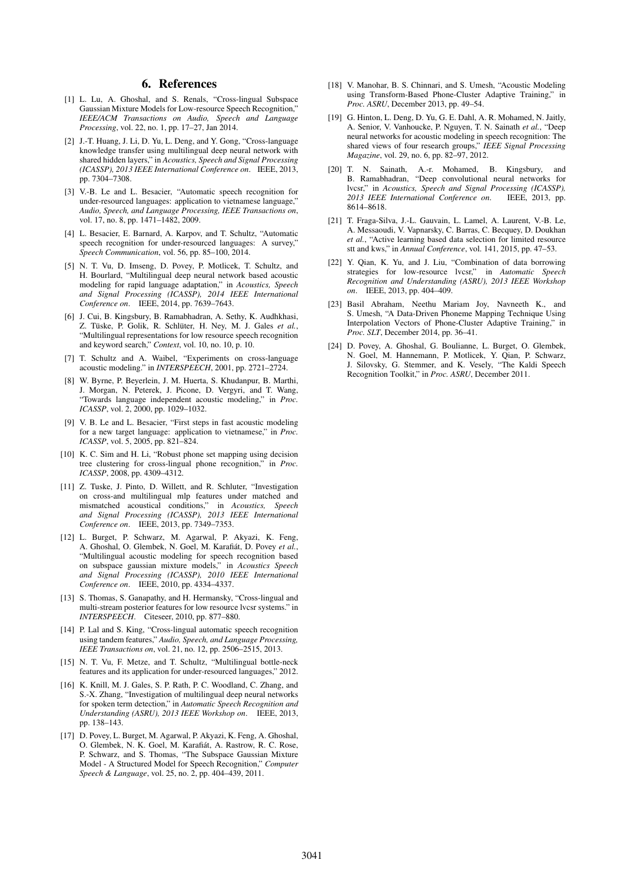## 6. References

[1] L. Lu, A. Ghoshal, and S. Renals, "Cross-lingual Subspace Gaussian Mixture Models for Low-resource Speech Recognition," *IEEE/ACM Transactions on Audio, Speech and Language Processing*, vol. 22, no. 1, pp. 17–27, Jan 2014.

[2] J.-T. Huang, J. Li, D. Yu, L. Deng, and Y. Gong, "Cross-language knowledge transfer using multilingual deep neural network with shared hidden layers," in *Acoustics, Speech and Signal Processing (ICASSP), 2013 IEEE International Conference on*. IEEE, 2013, pp. 7304–7308.

[3] V.-B. Le and L. Besacier, "Automatic speech recognition for under-resourced languages: application to vietnamese language," *Audio, Speech, and Language Processing, IEEE Transactions on*, vol. 17, no. 8, pp. 1471–1482, 2009.

[4] L. Besacier, E. Barnard, A. Karpov, and T. Schultz, "Automatic speech recognition for under-resourced languages: A survey," *Speech Communication*, vol. 56, pp. 85–100, 2014.

[5] N. T. Vu, D. Imseng, D. Povey, P. Motlicek, T. Schultz, and H. Bourlard, "Multilingual deep neural network based acoustic modeling for rapid language adaptation," in *Acoustics, Speech and Signal Processing (ICASSP), 2014 IEEE International Conference on*. IEEE, 2014, pp. 7639–7643.

[6] J. Cui, B. Kingsbury, B. Ramabhadran, A. Sethy, K. Audhkhasi, Z. Tüske, P. Golik, R. Schlüter, H. Ney, M. J. Gales *et al.*, "Multilingual representations for low resource speech recognition and keyword search," *Context*, vol. 10, no. 10, p. 10.

[7] T. Schultz and A. Waibel, "Experiments on cross-language acoustic modeling." in *INTERSPEECH*, 2001, pp. 2721–2724.

[8] W. Byrne, P. Beyerlein, J. M. Huerta, S. Khudanpur, B. Marthi, J. Morgan, N. Peterek, J. Picone, D. Vergyri, and T. Wang, "Towards language independent acoustic modeling," in *Proc. ICASSP*, vol. 2, 2000, pp. 1029–1032.

[9] V. B. Le and L. Besacier, "First steps in fast acoustic modeling for a new target language: application to vietnamese," in *Proc. ICASSP*, vol. 5, 2005, pp. 821–824.

[10] K. C. Sim and H. Li, "Robust phone set mapping using decision tree clustering for cross-lingual phone recognition," in *Proc. ICASSP*, 2008, pp. 4309–4312.

[11] Z. Tuske, J. Pinto, D. Willett, and R. Schluter, "Investigation on cross-and multilingual mlp features under matched and mismatched acoustical conditions," in *Acoustics, Speech and Signal Processing (ICASSP), 2013 IEEE International Conference on*. IEEE, 2013, pp. 7349–7353.

[12] L. Burget, P. Schwarz, M. Agarwal, P. Akyazi, K. Feng, A. Ghoshal, O. Glembek, N. Goel, M. Karafiát, D. Povey *et al.*, "Multilingual acoustic modeling for speech recognition based on subspace gaussian mixture models," in *Acoustics Speech and Signal Processing (ICASSP), 2010 IEEE International Conference on*. IEEE, 2010, pp. 4334–4337.

[13] S. Thomas, S. Ganapathy, and H. Hermansky, "Cross-lingual and multi-stream posterior features for low resource lvcsr systems." in *INTERSPEECH*. Citeseer, 2010, pp. 877–880.

[14] P. Lal and S. King, "Cross-lingual automatic speech recognition using tandem features," *Audio, Speech, and Language Processing, IEEE Transactions on*, vol. 21, no. 12, pp. 2506–2515, 2013.

[15] N. T. Vu, F. Metze, and T. Schultz, "Multilingual bottle-neck features and its application for under-resourced languages," 2012.

[16] K. Knill, M. J. Gales, S. P. Rath, P. C. Woodland, C. Zhang, and S.-X. Zhang, "Investigation of multilingual deep neural networks for spoken term detection," in *Automatic Speech Recognition and Understanding (ASRU), 2013 IEEE Workshop on*. IEEE, 2013, pp. 138–143.

[17] D. Povey, L. Burget, M. Agarwal, P. Akyazi, K. Feng, A. Ghoshal, O. Glembek, N. K. Goel, M. Karafiát, A. Rastrow, R. C. Rose, P. Schwarz, and S. Thomas, "The Subspace Gaussian Mixture Model - A Structured Model for Speech Recognition," *Computer Speech & Language*, vol. 25, no. 2, pp. 404–439, 2011.

[18] V. Manohar, B. S. Chinnari, and S. Umesh, "Acoustic Modeling using Transform-Based Phone-Cluster Adaptive Training," in *Proc. ASRU*, December 2013, pp. 49–54.

[19] G. Hinton, L. Deng, D. Yu, G. E. Dahl, A. R. Mohamed, N. Jaitly, A. Senior, V. Vanhoucke, P. Nguyen, T. N. Sainath *et al.*, "Deep neural networks for acoustic modeling in speech recognition: The shared views of four research groups," *IEEE Signal Processing Magazine*, vol. 29, no. 6, pp. 82–97, 2012.

[20] T. N. Sainath, A.-r. Mohamed, B. Kingsbury, and B. Ramabhadran, "Deep convolutional neural networks for lvcsr," in *Acoustics, Speech and Signal Processing (ICASSP), 2013 IEEE International Conference on*. IEEE, 2013, pp. 8614–8618.

[21] T. Fraga-Silva, J.-L. Gauvain, L. Lamel, A. Laurent, V.-B. Le, A. Messaoudi, V. Vapnarsky, C. Barras, C. Becquey, D. Doukhan *et al.*, "Active learning based data selection for limited resource stt and kws," in *Annual Conference*, vol. 141, 2015, pp. 47–53.

[22] Y. Qian, K. Yu, and J. Liu, "Combination of data borrowing strategies for low-resource lvcsr," in *Automatic Speech Recognition and Understanding (ASRU), 2013 IEEE Workshop on*. IEEE, 2013, pp. 404–409.

[23] Basil Abraham, Neethu Mariam Joy, Navneeth K., and S. Umesh, "A Data-Driven Phoneme Mapping Technique Using Interpolation Vectors of Phone-Cluster Adaptive Training," in *Proc. SLT*, December 2014, pp. 36–41.

[24] D. Povey, A. Ghoshal, G. Boulianne, L. Burget, O. Glembek, N. Goel, M. Hannemann, P. Motlicek, Y. Qian, P. Schwarz, J. Silovsky, G. Stemmer, and K. Vesely, "The Kaldi Speech Recognition Toolkit," in *Proc. ASRU*, December 2011.